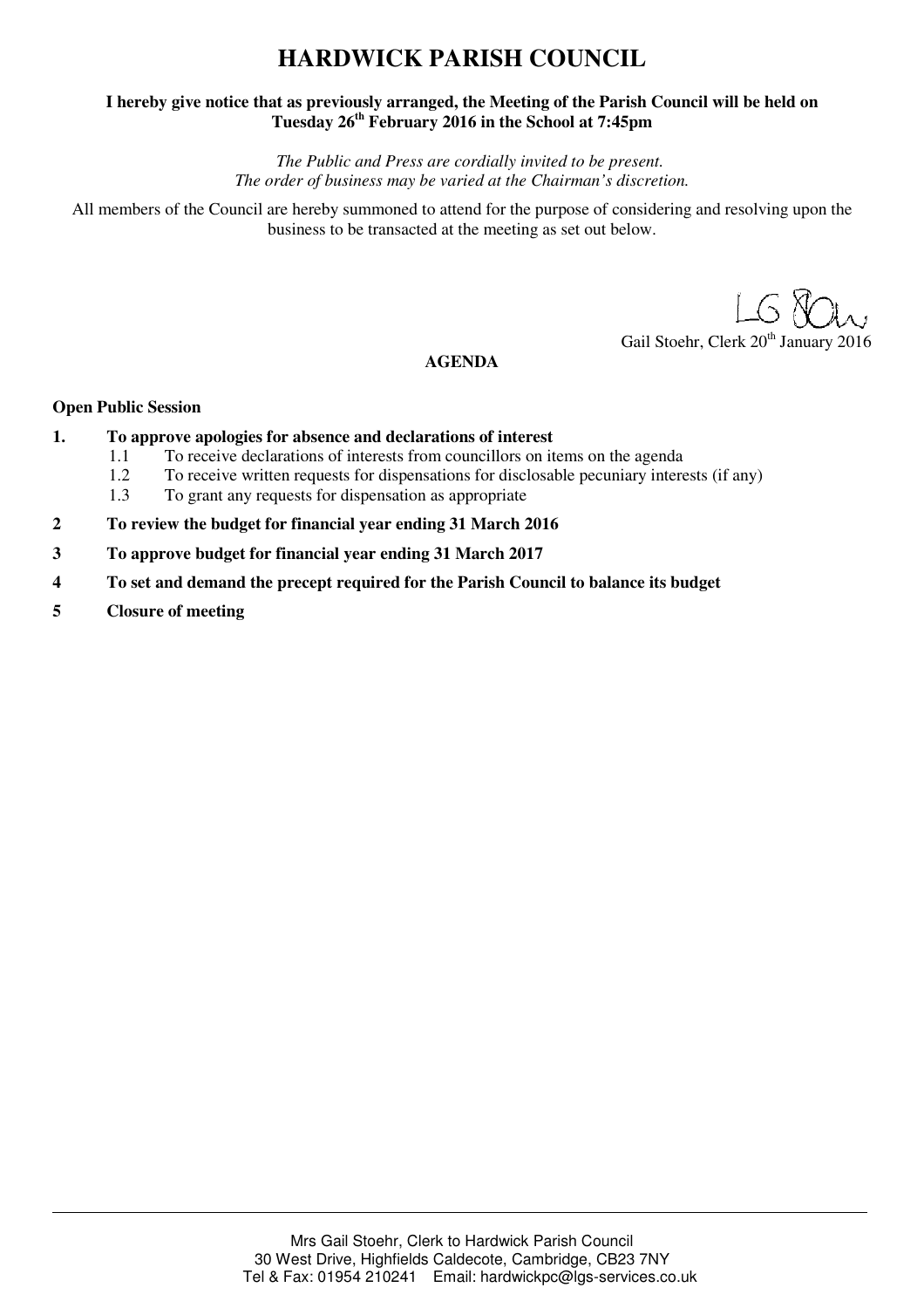# HARDWICK PARISH COUNCIL

**I hereby give notice that as previously arranged, the Meeting of the Parish Council will be held on Tuesday 26th February 2016 in the School at 7:45pm**

*The Public and Press are cordially invited to be present.*
*The order of business may be varied at the Chairman's discretion.*

All members of the Council are hereby summoned to attend for the purpose of considering and resolving upon the business to be transacted at the meeting as set out below.

LG Stoehr

Gail Stoehr, Clerk 20th January 2016

**AGENDA**

**Open Public Session**

**1. To approve apologies for absence and declarations of interest**
   - 1.1 To receive declarations of interests from councillors on items on the agenda
   - 1.2 To receive written requests for dispensations for disclosable pecuniary interests (if any)
   - 1.3 To grant any requests for dispensation as appropriate

**2 To review the budget for financial year ending 31 March 2016**

**3 To approve budget for financial year ending 31 March 2017**

**4 To set and demand the precept required for the Parish Council to balance its budget**

**5 Closure of meeting**

Mrs Gail Stoehr, Clerk to Hardwick Parish Council
30 West Drive, Highfields Caldecote, Cambridge, CB23 7NY
Tel & Fax: 01954 210241 Email: hardwickpc@lgs-services.co.uk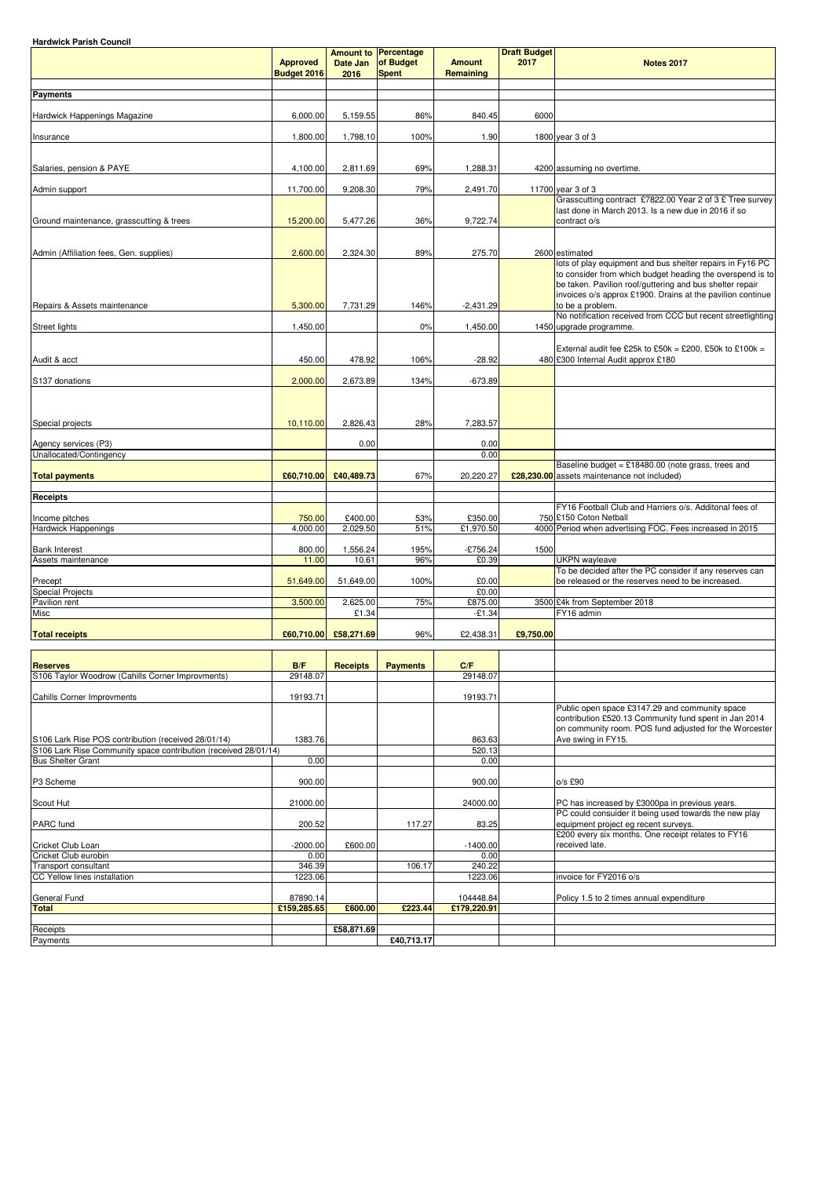**Hardwick Parish Council**

| | Approved Budget 2016 | Amount to Date Jan 2016 | Percentage of Budget Spent | Amount Remaining | Draft Budget 2017 | Notes 2017 |
|---|---|---|---|---|---|---|
| **Payments** | | | | | | |
| Hardwick Happenings Magazine | 6,000.00 | 5,159.55 | 86% | 840.45 | 6000 | |
| Insurance | 1,800.00 | 1,798.10 | 100% | 1.90 | 1800 | year 3 of 3 |
| Salaries, pension & PAYE | 4,100.00 | 2,811.69 | 69% | 1,288.31 | 4200 | assuming no overtime. |
| Admin support | 11,700.00 | 9,208.30 | 79% | 2,491.70 | 11700 | year 3 of 3 |
| Ground maintenance, grasscutting & trees | 15,200.00 | 5,477.26 | 36% | 9,722.74 | | Grasscutting contract £7822.00 Year 2 of 3 £ Tree survey last done in March 2013. Is a new due in 2016 if so contract o/s |
| Admin (Affiliation fees, Gen. supplies) | 2,600.00 | 2,324.30 | 89% | 275.70 | 2600 | estimated |
| Repairs & Assets maintenance | 5,300.00 | 7,731.29 | 146% | -2,431.29 | | lots of play equipment and bus shelter repairs in Fy16 PC to consider from which budget heading the overspend is to be taken. Pavilion roof/guttering and bus shelter repair invoices o/s approx £1900. Drains at the pavilion continue to be a problem. |
| Street lights | 1,450.00 | | 0% | 1,450.00 | 1450 | No notification received from CCC but recent streetlighting upgrade programme. |
| Audit & acct | 450.00 | 478.92 | 106% | -28.92 | 480 | External audit fee £25k to £50k = £200, £50k to £100k = £300 Internal Audit approx £180 |
| S137 donations | 2,000.00 | 2,673.89 | 134% | -673.89 | | |
| Special projects | 10,110.00 | 2,826.43 | 28% | 7,283.57 | | |
| Agency services (P3) | | 0.00 | | 0.00 | | |
| Unallocated/Contingency | | | | 0.00 | | |
| **Total payments** | **£60,710.00** | **£40,489.73** | 67% | 20,220.27 | **£28,230.00** | Baseline budget = £18480.00 (note grass, trees and assets maintenance not included) |
| **Receipts** | | | | | | |
| Income pitches | 750.00 | £400.00 | 53% | £350.00 | 750 | FY16 Football Club and Harriers o/s. Additonal fees of £150 Coton Netball |
| Hardwick Happenings | 4,000.00 | 2,029.50 | 51% | £1,970.50 | 4000 | Period when advertising FOC. Fees increased in 2015 |
| Bank Interest | 800.00 | 1,556.24 | 195% | -£756.24 | 1500 | |
| Assets maintenance | 11.00 | 10.61 | 96% | £0.39 | | UKPN wayleave |
| Precept | 51,649.00 | 51,649.00 | 100% | £0.00 | | To be decided after the PC consider if any reserves can be released or the reserves need to be increased. |
| Special Projects | | | | £0.00 | | |
| Pavilion rent | 3,500.00 | 2,625.00 | 75% | £875.00 | 3500 | £4k from September 2018 |
| Misc | | £1.34 | | -£1.34 | | FY16 admin |
| **Total receipts** | **£60,710.00** | **£58,271.69** | 96% | £2,438.31 | **£9,750.00** | |

| **Reserves** | **B/F** | **Receipts** | **Payments** | **C/F** | | |
|---|---|---|---|---|---|---|
| S106 Taylor Woodrow (Cahills Corner Improvments) | 29148.07 | | | 29148.07 | | |
| Cahills Corner Improvments | 19193.71 | | | 19193.71 | | |
| S106 Lark Rise POS contribution (received 28/01/14) | 1383.76 | | | 863.63 | | Public open space £3147.29 and community space contribution £520.13 Community fund spent in Jan 2014 on community room. POS fund adjusted for the Worcester Ave swing in FY15. |
| S106 Lark Rise Community space contribution (received 28/01/14) | | | | 520.13 | | |
| Bus Shelter Grant | 0.00 | | | 0.00 | | |
| P3 Scheme | 900.00 | | | 900.00 | | o/s £90 |
| Scout Hut | 21000.00 | | | 24000.00 | | PC has increased by £3000pa in previous years. |
| PARC fund | 200.52 | | 117.27 | 83.25 | | PC could consuider it being used towards the new play equipment project eg recent surveys. |
| Cricket Club Loan | -2000.00 | £600.00 | | -1400.00 | | £200 every six months. One receipt relates to FY16 received late. |
| Cricket Club eurobin | 0.00 | | | 0.00 | | |
| Transport consultant | 346.39 | | 106.17 | 240.22 | | |
| CC Yellow lines installation | 1223.06 | | | 1223.06 | | invoice for FY2016 o/s |
| General Fund | 87890.14 | | | 104448.84 | | Policy 1.5 to 2 times annual expenditure |
| **Total** | **£159,285.65** | **£600.00** | **£223.44** | **£179,220.91** | | |
| Receipts | | £58,871.69 | | | | |
| Payments | | | £40,713.17 | | | |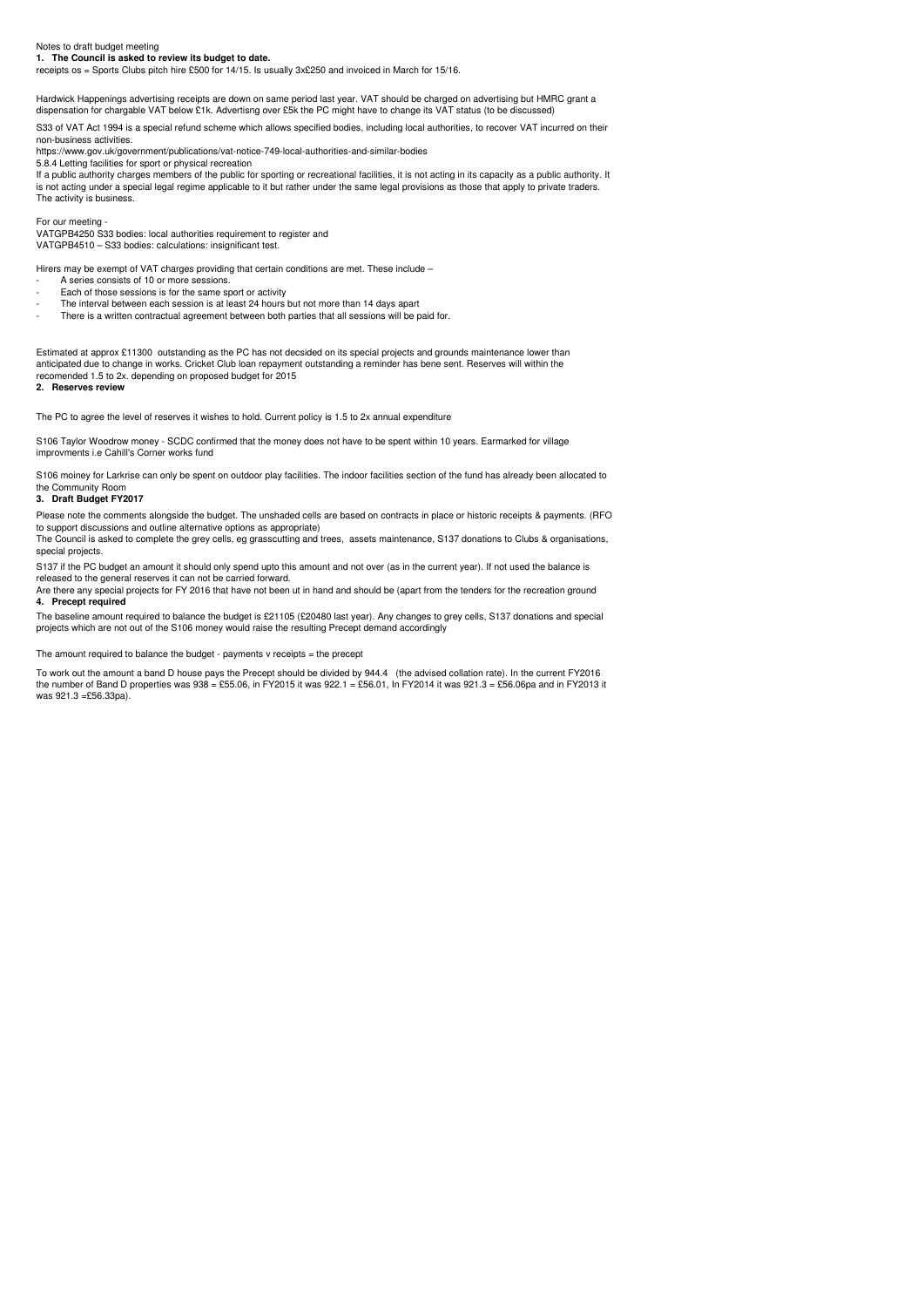Notes to draft budget meeting

**1. The Council is asked to review its budget to date.**

receipts os = Sports Clubs pitch hire £500 for 14/15. Is usually 3x£250 and invoiced in March for 15/16.

Hardwick Happenings advertising receipts are down on same period last year. VAT should be charged on advertising but HMRC grant a dispensation for chargable VAT below £1k. Advertisng over £5k the PC might have to change its VAT status (to be discussed)

S33 of VAT Act 1994 is a special refund scheme which allows specified bodies, including local authorities, to recover VAT incurred on their non-business activities.

https://www.gov.uk/government/publications/vat-notice-749-local-authorities-and-similar-bodies

5.8.4 Letting facilities for sport or physical recreation

If a public authority charges members of the public for sporting or recreational facilities, it is not acting in its capacity as a public authority. It is not acting under a special legal regime applicable to it but rather under the same legal provisions as those that apply to private traders. The activity is business.

For our meeting -

VATGPB4250 S33 bodies: local authorities requirement to register and

VATGPB4510 – S33 bodies: calculations: insignificant test.

Hirers may be exempt of VAT charges providing that certain conditions are met. These include –

- A series consists of 10 or more sessions.
- Each of those sessions is for the same sport or activity
- The interval between each session is at least 24 hours but not more than 14 days apart
- There is a written contractual agreement between both parties that all sessions will be paid for.

Estimated at approx £11300 outstanding as the PC has not decsided on its special projects and grounds maintenance lower than anticipated due to change in works. Cricket Club loan repayment outstanding a reminder has bene sent. Reserves will within the recomended 1.5 to 2x. depending on proposed budget for 2015

**2. Reserves review**

The PC to agree the level of reserves it wishes to hold. Current policy is 1.5 to 2x annual expenditure

S106 Taylor Woodrow money - SCDC confirmed that the money does not have to be spent within 10 years. Earmarked for village improvments i.e Cahill's Corner works fund

S106 moiney for Larkrise can only be spent on outdoor play facilities. The indoor facilities section of the fund has already been allocated to the Community Room

**3. Draft Budget FY2017**

Please note the comments alongside the budget. The unshaded cells are based on contracts in place or historic receipts & payments. (RFO to support discussions and outline alternative options as appropriate)

The Council is asked to complete the grey cells, eg grasscutting and trees, assets maintenance, S137 donations to Clubs & organisations, special projects.

S137 if the PC budget an amount it should only spend upto this amount and not over (as in the current year). If not used the balance is released to the general reserves it can not be carried forward.

Are there any special projects for FY 2016 that have not been ut in hand and should be (apart from the tenders for the recreation ground

**4. Precept required**

The baseline amount required to balance the budget is £21105 (£20480 last year). Any changes to grey cells, S137 donations and special projects which are not out of the S106 money would raise the resulting Precept demand accordingly

The amount required to balance the budget - payments v receipts = the precept

To work out the amount a band D house pays the Precept should be divided by 944.4 (the advised collation rate). In the current FY2016 the number of Band D properties was 938 = £55.06, in FY2015 it was 922.1 = £56.01, In FY2014 it was 921.3 = £56.06pa and in FY2013 it was 921.3 =£56.33pa).